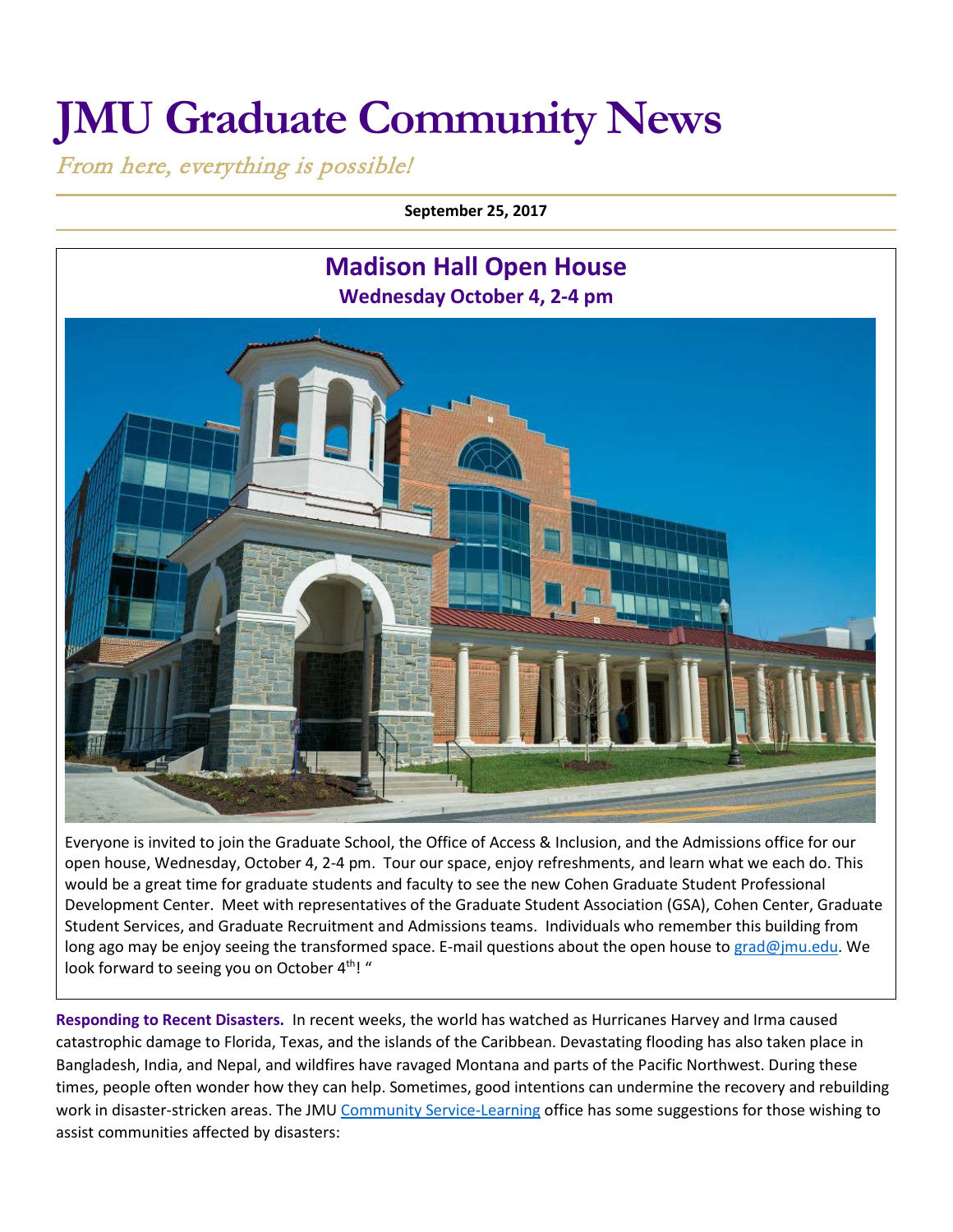# JMU Graduate Community News

*From here, everything is possible!*

**September 25, 2017**

## Madison Hall Open House

### Wednesday October 4, 2-4 pm

Everyone is invited to join the Graduate School, the Office of Access & Inclusion, and the Admissions office for our open house, Wednesday, October 4, 2-4 pm. Tour our space, enjoy refreshments, and learn what we each do. This would be a great time for graduate students and faculty to see the new Cohen Graduate Student Professional Development Center. Meet with representatives of the Graduate Student Association (GSA), Cohen Center, Graduate Student Services, and Graduate Recruitment and Admissions teams. Individuals who remember this building from long ago may be enjoy seeing the transformed space. E-mail questions about the open house to grad@jmu.edu. We look forward to seeing you on October 4th! "

**Responding to Recent Disasters.** In recent weeks, the world has watched as Hurricanes Harvey and Irma caused catastrophic damage to Florida, Texas, and the islands of the Caribbean. Devastating flooding has also taken place in Bangladesh, India, and Nepal, and wildfires have ravaged Montana and parts of the Pacific Northwest. During these times, people often wonder how they can help. Sometimes, good intentions can undermine the recovery and rebuilding work in disaster-stricken areas. The JMU Community Service-Learning office has some suggestions for those wishing to assist communities affected by disasters: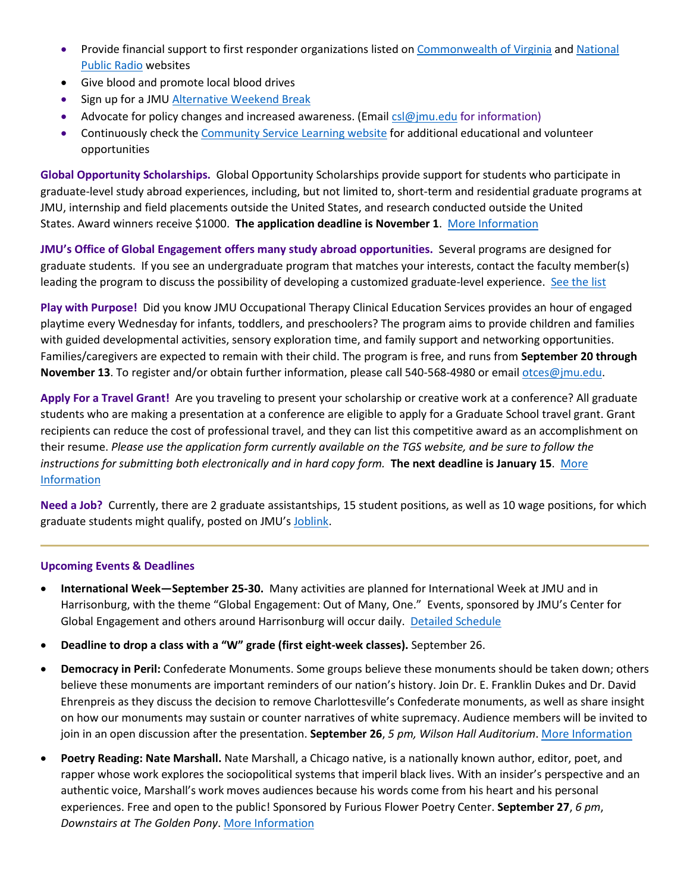- Provide financial support to first responder organizations listed on Commonwealth of Virginia and National Public Radio websites
- Give blood and promote local blood drives
- Sign up for a JMU Alternative Weekend Break
- Advocate for policy changes and increased awareness. (Email csl@jmu.edu for information)
- Continuously check the Community Service Learning website for additional educational and volunteer opportunities

**Global Opportunity Scholarships.** Global Opportunity Scholarships provide support for students who participate in graduate-level study abroad experiences, including, but not limited to, short-term and residential graduate programs at JMU, internship and field placements outside the United States, and research conducted outside the United States. Award winners receive $1000. **The application deadline is November 1**. More Information

**JMU's Office of Global Engagement offers many study abroad opportunities.** Several programs are designed for graduate students. If you see an undergraduate program that matches your interests, contact the faculty member(s) leading the program to discuss the possibility of developing a customized graduate-level experience. See the list

**Play with Purpose!** Did you know JMU Occupational Therapy Clinical Education Services provides an hour of engaged playtime every Wednesday for infants, toddlers, and preschoolers? The program aims to provide children and families with guided developmental activities, sensory exploration time, and family support and networking opportunities. Families/caregivers are expected to remain with their child. The program is free, and runs from **September 20 through November 13**. To register and/or obtain further information, please call 540-568-4980 or email otces@jmu.edu.

**Apply For a Travel Grant!** Are you traveling to present your scholarship or creative work at a conference? All graduate students who are making a presentation at a conference are eligible to apply for a Graduate School travel grant. Grant recipients can reduce the cost of professional travel, and they can list this competitive award as an accomplishment on their resume. *Please use the application form currently available on the TGS website, and be sure to follow the instructions for submitting both electronically and in hard copy form.* **The next deadline is January 15**. More Information

**Need a Job?** Currently, there are 2 graduate assistantships, 15 student positions, as well as 10 wage positions, for which graduate students might qualify, posted on JMU's Joblink.

---

### Upcoming Events & Deadlines

- **International Week—September 25-30.** Many activities are planned for International Week at JMU and in Harrisonburg, with the theme "Global Engagement: Out of Many, One." Events, sponsored by JMU's Center for Global Engagement and others around Harrisonburg will occur daily. Detailed Schedule
- **Deadline to drop a class with a "W" grade (first eight-week classes).** September 26.
- **Democracy in Peril:** Confederate Monuments. Some groups believe these monuments should be taken down; others believe these monuments are important reminders of our nation's history. Join Dr. E. Franklin Dukes and Dr. David Ehrenpreis as they discuss the decision to remove Charlottesville's Confederate monuments, as well as share insight on how our monuments may sustain or counter narratives of white supremacy. Audience members will be invited to join in an open discussion after the presentation. **September 26**, *5 pm, Wilson Hall Auditorium*. More Information
- **Poetry Reading: Nate Marshall.** Nate Marshall, a Chicago native, is a nationally known author, editor, poet, and rapper whose work explores the sociopolitical systems that imperil black lives. With an insider's perspective and an authentic voice, Marshall's work moves audiences because his words come from his heart and his personal experiences. Free and open to the public! Sponsored by Furious Flower Poetry Center. **September 27**, *6 pm*, *Downstairs at The Golden Pony*. More Information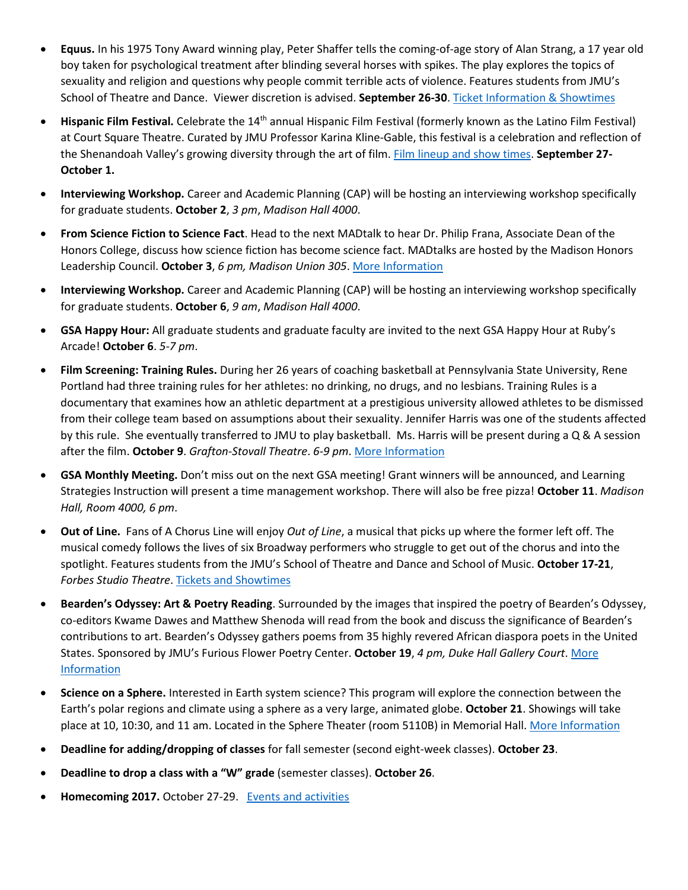- **Equus.** In his 1975 Tony Award winning play, Peter Shaffer tells the coming-of-age story of Alan Strang, a 17 year old boy taken for psychological treatment after blinding several horses with spikes. The play explores the topics of sexuality and religion and questions why people commit terrible acts of violence. Features students from JMU's School of Theatre and Dance. Viewer discretion is advised. **September 26-30**. Ticket Information & Showtimes

- **Hispanic Film Festival.** Celebrate the 14th annual Hispanic Film Festival (formerly known as the Latino Film Festival) at Court Square Theatre. Curated by JMU Professor Karina Kline-Gable, this festival is a celebration and reflection of the Shenandoah Valley's growing diversity through the art of film. Film lineup and show times. **September 27-October 1.**

- **Interviewing Workshop.** Career and Academic Planning (CAP) will be hosting an interviewing workshop specifically for graduate students. **October 2**, *3 pm*, *Madison Hall 4000*.

- **From Science Fiction to Science Fact**. Head to the next MADtalk to hear Dr. Philip Frana, Associate Dean of the Honors College, discuss how science fiction has become science fact. MADtalks are hosted by the Madison Honors Leadership Council. **October 3**, *6 pm, Madison Union 305*. More Information

- **Interviewing Workshop.** Career and Academic Planning (CAP) will be hosting an interviewing workshop specifically for graduate students. **October 6**, *9 am*, *Madison Hall 4000*.

- **GSA Happy Hour:** All graduate students and graduate faculty are invited to the next GSA Happy Hour at Ruby's Arcade! **October 6**. *5-7 pm*.

- **Film Screening: Training Rules.** During her 26 years of coaching basketball at Pennsylvania State University, Rene Portland had three training rules for her athletes: no drinking, no drugs, and no lesbians. Training Rules is a documentary that examines how an athletic department at a prestigious university allowed athletes to be dismissed from their college team based on assumptions about their sexuality. Jennifer Harris was one of the students affected by this rule. She eventually transferred to JMU to play basketball. Ms. Harris will be present during a Q & A session after the film. **October 9**. *Grafton-Stovall Theatre*. *6-9 pm*. More Information

- **GSA Monthly Meeting.** Don't miss out on the next GSA meeting! Grant winners will be announced, and Learning Strategies Instruction will present a time management workshop. There will also be free pizza! **October 11**. *Madison Hall, Room 4000, 6 pm*.

- **Out of Line.** Fans of A Chorus Line will enjoy *Out of Line*, a musical that picks up where the former left off. The musical comedy follows the lives of six Broadway performers who struggle to get out of the chorus and into the spotlight. Features students from the JMU's School of Theatre and Dance and School of Music. **October 17-21**, *Forbes Studio Theatre*. Tickets and Showtimes

- **Bearden's Odyssey: Art & Poetry Reading**. Surrounded by the images that inspired the poetry of Bearden's Odyssey, co-editors Kwame Dawes and Matthew Shenoda will read from the book and discuss the significance of Bearden's contributions to art. Bearden's Odyssey gathers poems from 35 highly revered African diaspora poets in the United States. Sponsored by JMU's Furious Flower Poetry Center. **October 19**, *4 pm, Duke Hall Gallery Court*. More Information

- **Science on a Sphere.** Interested in Earth system science? This program will explore the connection between the Earth's polar regions and climate using a sphere as a very large, animated globe. **October 21**. Showings will take place at 10, 10:30, and 11 am. Located in the Sphere Theater (room 5110B) in Memorial Hall. More Information

- **Deadline for adding/dropping of classes** for fall semester (second eight-week classes). **October 23**.

- **Deadline to drop a class with a "W" grade** (semester classes). **October 26**.

- **Homecoming 2017.** October 27-29. Events and activities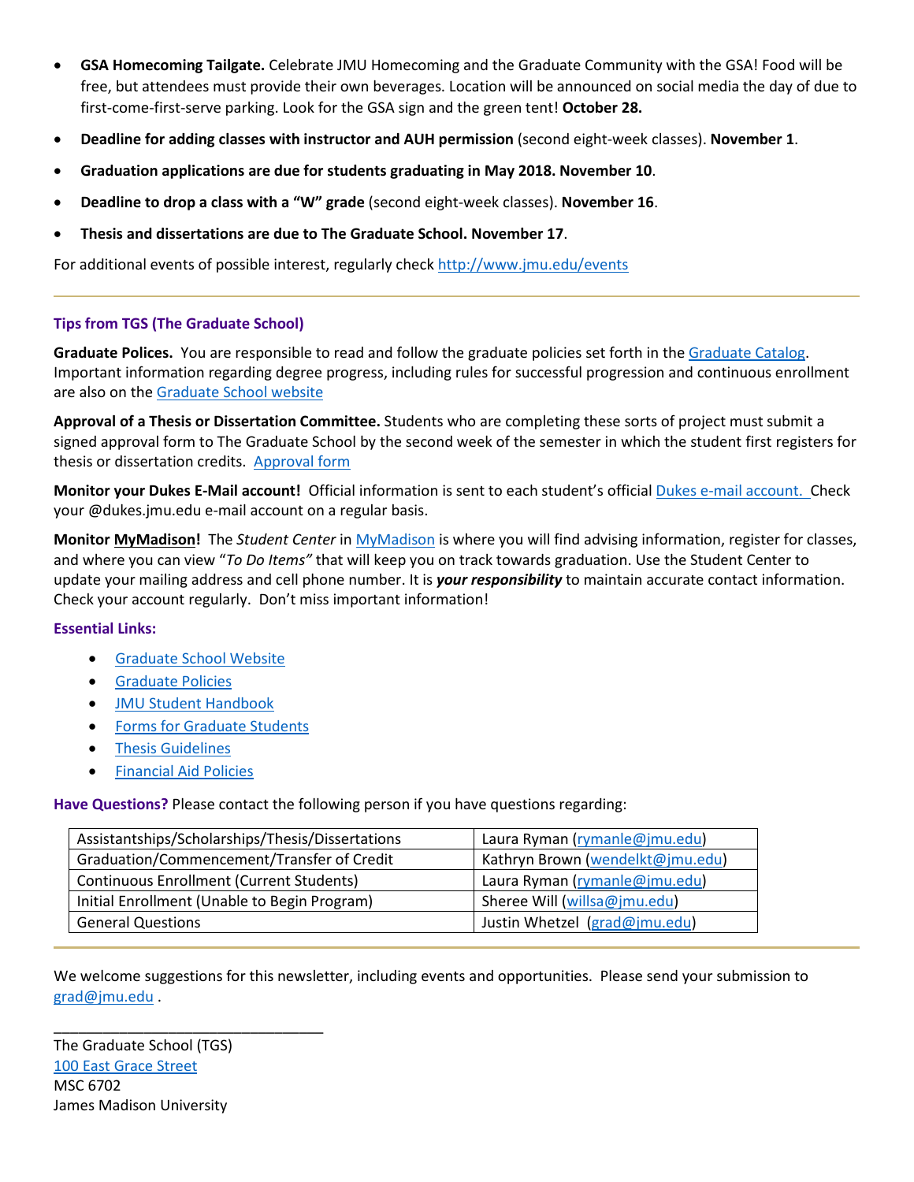- **GSA Homecoming Tailgate.** Celebrate JMU Homecoming and the Graduate Community with the GSA! Food will be free, but attendees must provide their own beverages. Location will be announced on social media the day of due to first-come-first-serve parking. Look for the GSA sign and the green tent! **October 28.**
- **Deadline for adding classes with instructor and AUH permission** (second eight-week classes). **November 1**.
- **Graduation applications are due for students graduating in May 2018. November 10**.
- **Deadline to drop a class with a "W" grade** (second eight-week classes). **November 16**.
- **Thesis and dissertations are due to The Graduate School. November 17**.

For additional events of possible interest, regularly check http://www.jmu.edu/events

---

### Tips from TGS (The Graduate School)

**Graduate Polices.** You are responsible to read and follow the graduate policies set forth in the Graduate Catalog. Important information regarding degree progress, including rules for successful progression and continuous enrollment are also on the Graduate School website

**Approval of a Thesis or Dissertation Committee.** Students who are completing these sorts of project must submit a signed approval form to The Graduate School by the second week of the semester in which the student first registers for thesis or dissertation credits. Approval form

**Monitor your Dukes E-Mail account!** Official information is sent to each student's official Dukes e-mail account. Check your @dukes.jmu.edu e-mail account on a regular basis.

**Monitor MyMadison!** The *Student Center* in MyMadison is where you will find advising information, register for classes, and where you can view "*To Do Items"* that will keep you on track towards graduation. Use the Student Center to update your mailing address and cell phone number. It is ***your responsibility*** to maintain accurate contact information. Check your account regularly. Don't miss important information!

### Essential Links:

- Graduate School Website
- Graduate Policies
- JMU Student Handbook
- Forms for Graduate Students
- Thesis Guidelines
- Financial Aid Policies

**Have Questions?** Please contact the following person if you have questions regarding:

| | |
|---|---|
| Assistantships/Scholarships/Thesis/Dissertations | Laura Ryman (rymanle@jmu.edu) |
| Graduation/Commencement/Transfer of Credit | Kathryn Brown (wendelkt@jmu.edu) |
| Continuous Enrollment (Current Students) | Laura Ryman (rymanle@jmu.edu) |
| Initial Enrollment (Unable to Begin Program) | Sheree Will (willsa@jmu.edu) |
| General Questions | Justin Whetzel (grad@jmu.edu) |

---

We welcome suggestions for this newsletter, including events and opportunities. Please send your submission to grad@jmu.edu .

\_\_\_\_\_\_\_\_\_\_\_\_\_\_\_\_\_\_\_\_\_\_\_\_\_\_\_\_\_\_\_\_

The Graduate School (TGS)
100 East Grace Street
MSC 6702
James Madison University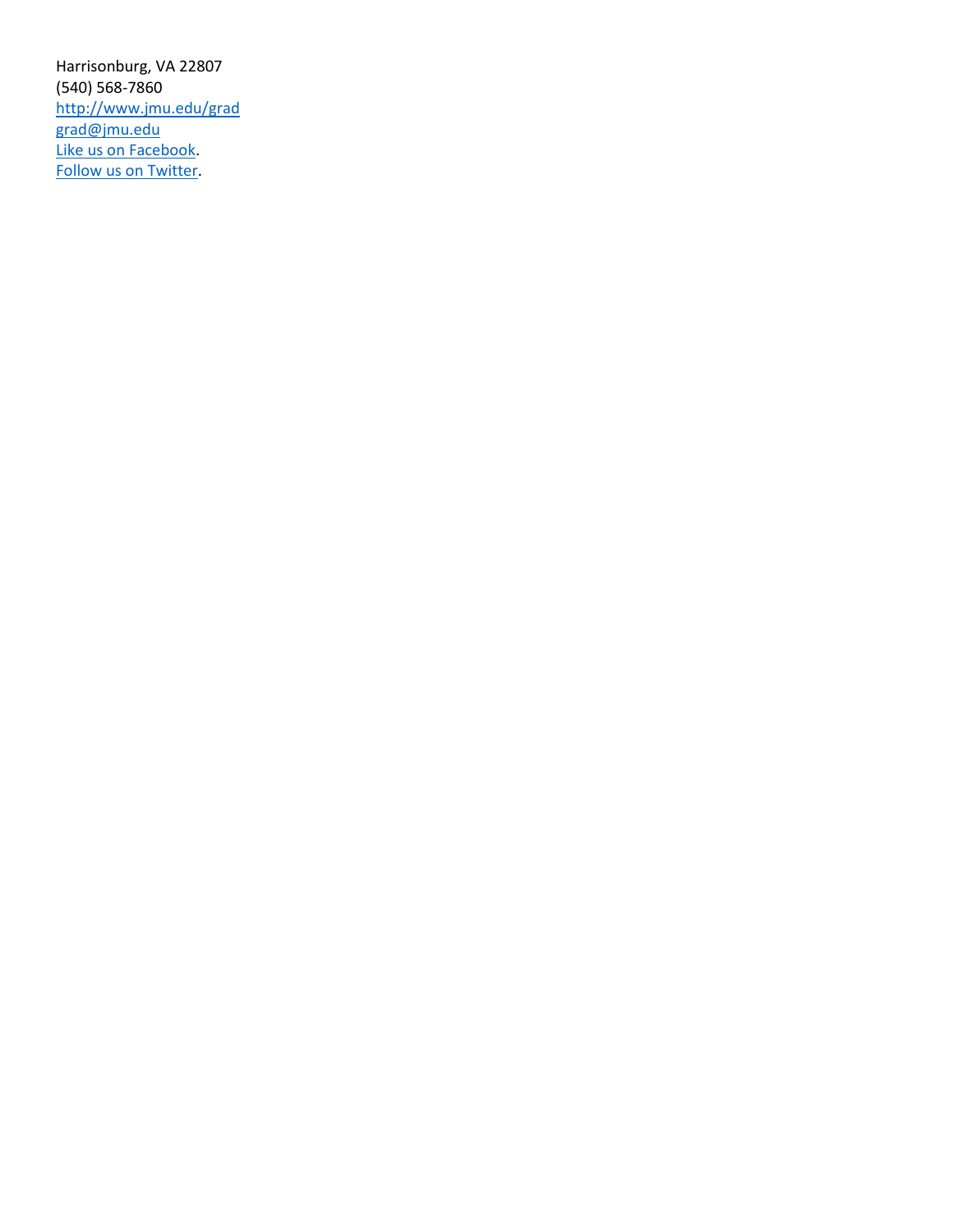Harrisonburg, VA 22807
(540) 568-7860
[http://www.jmu.edu/grad](http://www.jmu.edu/grad)
[grad@jmu.edu](mailto:grad@jmu.edu)
Like us on Facebook.
Follow us on Twitter.